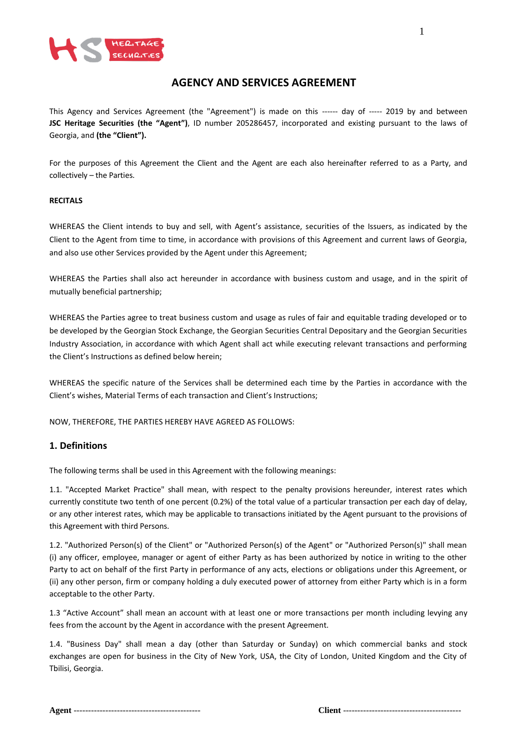# AGENCY AND SERVICES AGREEMENT

This Agency and Services Agreement (the "Agreement") is made on this ------ day of ----- 2019 by and between **JSC Heritage Securities (the "Agent")**, ID number 205286457, incorporated and existing pursuant to the laws of Georgia, and **(the "Client").**

For the purposes of this Agreement the Client and the Agent are each also hereinafter referred to as a Party, and collectively – the Parties.

**RECITALS**

WHEREAS the Client intends to buy and sell, with Agent's assistance, securities of the Issuers, as indicated by the Client to the Agent from time to time, in accordance with provisions of this Agreement and current laws of Georgia, and also use other Services provided by the Agent under this Agreement;

WHEREAS the Parties shall also act hereunder in accordance with business custom and usage, and in the spirit of mutually beneficial partnership;

WHEREAS the Parties agree to treat business custom and usage as rules of fair and equitable trading developed or to be developed by the Georgian Stock Exchange, the Georgian Securities Central Depositary and the Georgian Securities Industry Association, in accordance with which Agent shall act while executing relevant transactions and performing the Client's Instructions as defined below herein;

WHEREAS the specific nature of the Services shall be determined each time by the Parties in accordance with the Client's wishes, Material Terms of each transaction and Client's Instructions;

NOW, THEREFORE, THE PARTIES HEREBY HAVE AGREED AS FOLLOWS:

## 1. Definitions

The following terms shall be used in this Agreement with the following meanings:

1.1. "Accepted Market Practice" shall mean, with respect to the penalty provisions hereunder, interest rates which currently constitute two tenth of one percent (0.2%) of the total value of a particular transaction per each day of delay, or any other interest rates, which may be applicable to transactions initiated by the Agent pursuant to the provisions of this Agreement with third Persons.

1.2. "Authorized Person(s) of the Client" or "Authorized Person(s) of the Agent" or "Authorized Person(s)" shall mean (i) any officer, employee, manager or agent of either Party as has been authorized by notice in writing to the other Party to act on behalf of the first Party in performance of any acts, elections or obligations under this Agreement, or (ii) any other person, firm or company holding a duly executed power of attorney from either Party which is in a form acceptable to the other Party.

1.3 "Active Account" shall mean an account with at least one or more transactions per month including levying any fees from the account by the Agent in accordance with the present Agreement.

1.4. "Business Day" shall mean a day (other than Saturday or Sunday) on which commercial banks and stock exchanges are open for business in the City of New York, USA, the City of London, United Kingdom and the City of Tbilisi, Georgia.

**Agent** -------------------------------------------- **Client** -----------------------------------------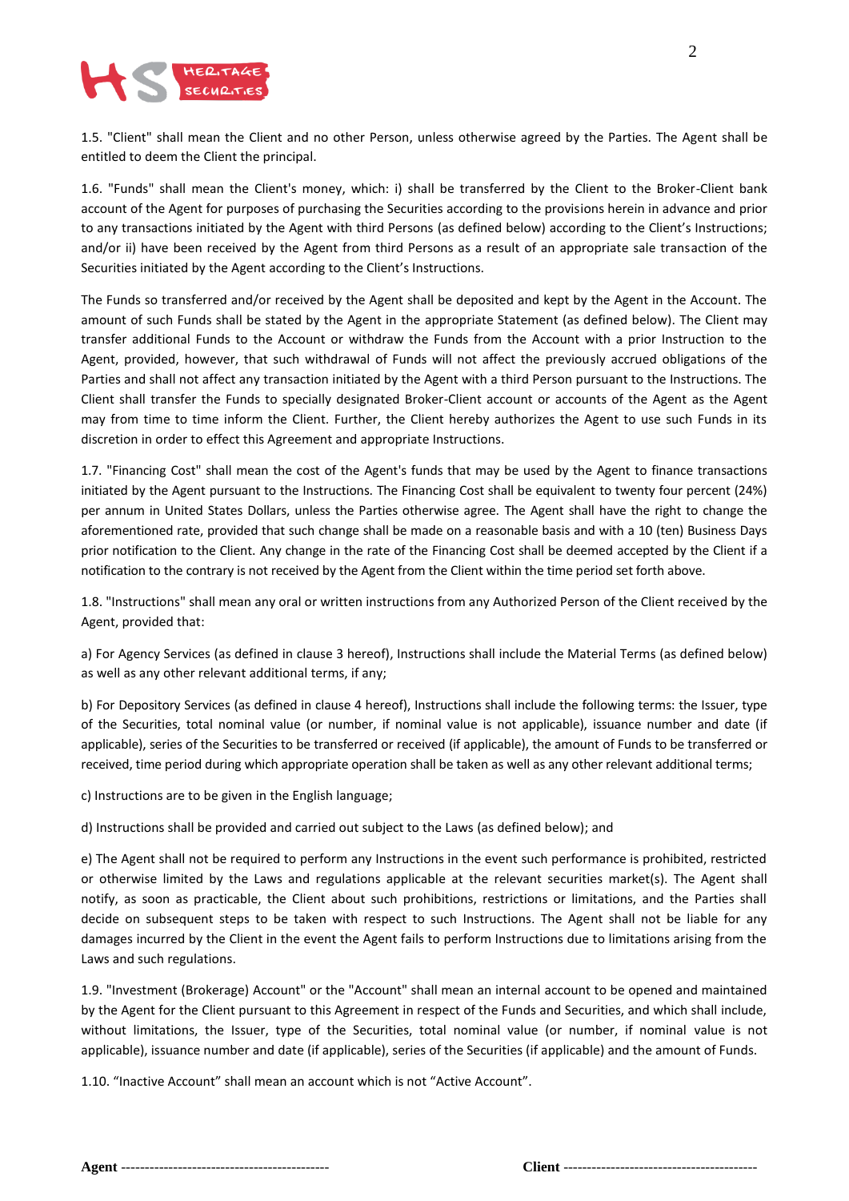1.5. "Client" shall mean the Client and no other Person, unless otherwise agreed by the Parties. The Agent shall be entitled to deem the Client the principal.

1.6. "Funds" shall mean the Client's money, which: i) shall be transferred by the Client to the Broker-Client bank account of the Agent for purposes of purchasing the Securities according to the provisions herein in advance and prior to any transactions initiated by the Agent with third Persons (as defined below) according to the Client's Instructions; and/or ii) have been received by the Agent from third Persons as a result of an appropriate sale transaction of the Securities initiated by the Agent according to the Client's Instructions.

The Funds so transferred and/or received by the Agent shall be deposited and kept by the Agent in the Account. The amount of such Funds shall be stated by the Agent in the appropriate Statement (as defined below). The Client may transfer additional Funds to the Account or withdraw the Funds from the Account with a prior Instruction to the Agent, provided, however, that such withdrawal of Funds will not affect the previously accrued obligations of the Parties and shall not affect any transaction initiated by the Agent with a third Person pursuant to the Instructions. The Client shall transfer the Funds to specially designated Broker-Client account or accounts of the Agent as the Agent may from time to time inform the Client. Further, the Client hereby authorizes the Agent to use such Funds in its discretion in order to effect this Agreement and appropriate Instructions.

1.7. "Financing Cost" shall mean the cost of the Agent's funds that may be used by the Agent to finance transactions initiated by the Agent pursuant to the Instructions. The Financing Cost shall be equivalent to twenty four percent (24%) per annum in United States Dollars, unless the Parties otherwise agree. The Agent shall have the right to change the aforementioned rate, provided that such change shall be made on a reasonable basis and with a 10 (ten) Business Days prior notification to the Client. Any change in the rate of the Financing Cost shall be deemed accepted by the Client if a notification to the contrary is not received by the Agent from the Client within the time period set forth above.

1.8. "Instructions" shall mean any oral or written instructions from any Authorized Person of the Client received by the Agent, provided that:

a) For Agency Services (as defined in clause 3 hereof), Instructions shall include the Material Terms (as defined below) as well as any other relevant additional terms, if any;

b) For Depository Services (as defined in clause 4 hereof), Instructions shall include the following terms: the Issuer, type of the Securities, total nominal value (or number, if nominal value is not applicable), issuance number and date (if applicable), series of the Securities to be transferred or received (if applicable), the amount of Funds to be transferred or received, time period during which appropriate operation shall be taken as well as any other relevant additional terms;

c) Instructions are to be given in the English language;

d) Instructions shall be provided and carried out subject to the Laws (as defined below); and

e) The Agent shall not be required to perform any Instructions in the event such performance is prohibited, restricted or otherwise limited by the Laws and regulations applicable at the relevant securities market(s). The Agent shall notify, as soon as practicable, the Client about such prohibitions, restrictions or limitations, and the Parties shall decide on subsequent steps to be taken with respect to such Instructions. The Agent shall not be liable for any damages incurred by the Client in the event the Agent fails to perform Instructions due to limitations arising from the Laws and such regulations.

1.9. "Investment (Brokerage) Account" or the "Account" shall mean an internal account to be opened and maintained by the Agent for the Client pursuant to this Agreement in respect of the Funds and Securities, and which shall include, without limitations, the Issuer, type of the Securities, total nominal value (or number, if nominal value is not applicable), issuance number and date (if applicable), series of the Securities (if applicable) and the amount of Funds.

1.10. "Inactive Account" shall mean an account which is not "Active Account".

**Agent** --------------------------------------------  **Client** -----------------------------------------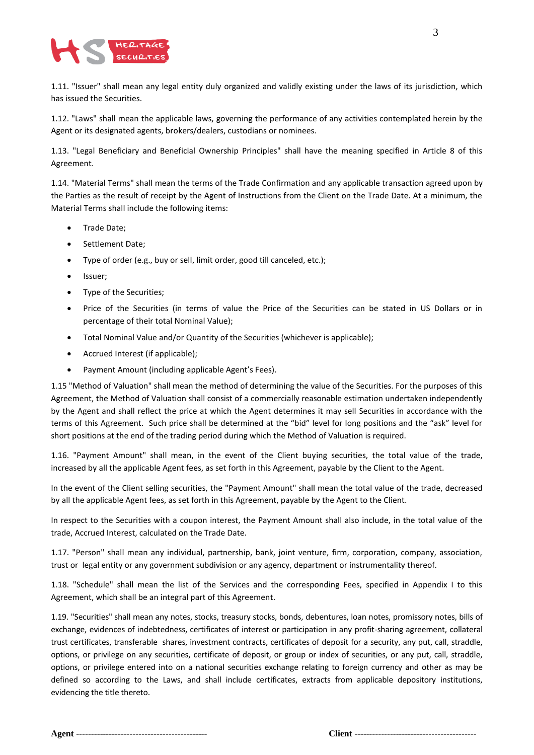1.11. "Issuer" shall mean any legal entity duly organized and validly existing under the laws of its jurisdiction, which has issued the Securities.

1.12. "Laws" shall mean the applicable laws, governing the performance of any activities contemplated herein by the Agent or its designated agents, brokers/dealers, custodians or nominees.

1.13. "Legal Beneficiary and Beneficial Ownership Principles" shall have the meaning specified in Article 8 of this Agreement.

1.14. "Material Terms" shall mean the terms of the Trade Confirmation and any applicable transaction agreed upon by the Parties as the result of receipt by the Agent of Instructions from the Client on the Trade Date. At a minimum, the Material Terms shall include the following items:

- Trade Date;
- Settlement Date;
- Type of order (e.g., buy or sell, limit order, good till canceled, etc.);
- Issuer;
- Type of the Securities;
- Price of the Securities (in terms of value the Price of the Securities can be stated in US Dollars or in percentage of their total Nominal Value);
- Total Nominal Value and/or Quantity of the Securities (whichever is applicable);
- Accrued Interest (if applicable);
- Payment Amount (including applicable Agent's Fees).

1.15 "Method of Valuation" shall mean the method of determining the value of the Securities. For the purposes of this Agreement, the Method of Valuation shall consist of a commercially reasonable estimation undertaken independently by the Agent and shall reflect the price at which the Agent determines it may sell Securities in accordance with the terms of this Agreement. Such price shall be determined at the "bid" level for long positions and the "ask" level for short positions at the end of the trading period during which the Method of Valuation is required.

1.16. "Payment Amount" shall mean, in the event of the Client buying securities, the total value of the trade, increased by all the applicable Agent fees, as set forth in this Agreement, payable by the Client to the Agent.

In the event of the Client selling securities, the "Payment Amount" shall mean the total value of the trade, decreased by all the applicable Agent fees, as set forth in this Agreement, payable by the Agent to the Client.

In respect to the Securities with a coupon interest, the Payment Amount shall also include, in the total value of the trade, Accrued Interest, calculated on the Trade Date.

1.17. "Person" shall mean any individual, partnership, bank, joint venture, firm, corporation, company, association, trust or legal entity or any government subdivision or any agency, department or instrumentality thereof.

1.18. "Schedule" shall mean the list of the Services and the corresponding Fees, specified in Appendix I to this Agreement, which shall be an integral part of this Agreement.

1.19. "Securities" shall mean any notes, stocks, treasury stocks, bonds, debentures, loan notes, promissory notes, bills of exchange, evidences of indebtedness, certificates of interest or participation in any profit-sharing agreement, collateral trust certificates, transferable shares, investment contracts, certificates of deposit for a security, any put, call, straddle, options, or privilege on any securities, certificate of deposit, or group or index of securities, or any put, call, straddle, options, or privilege entered into on a national securities exchange relating to foreign currency and other as may be defined so according to the Laws, and shall include certificates, extracts from applicable depository institutions, evidencing the title thereto.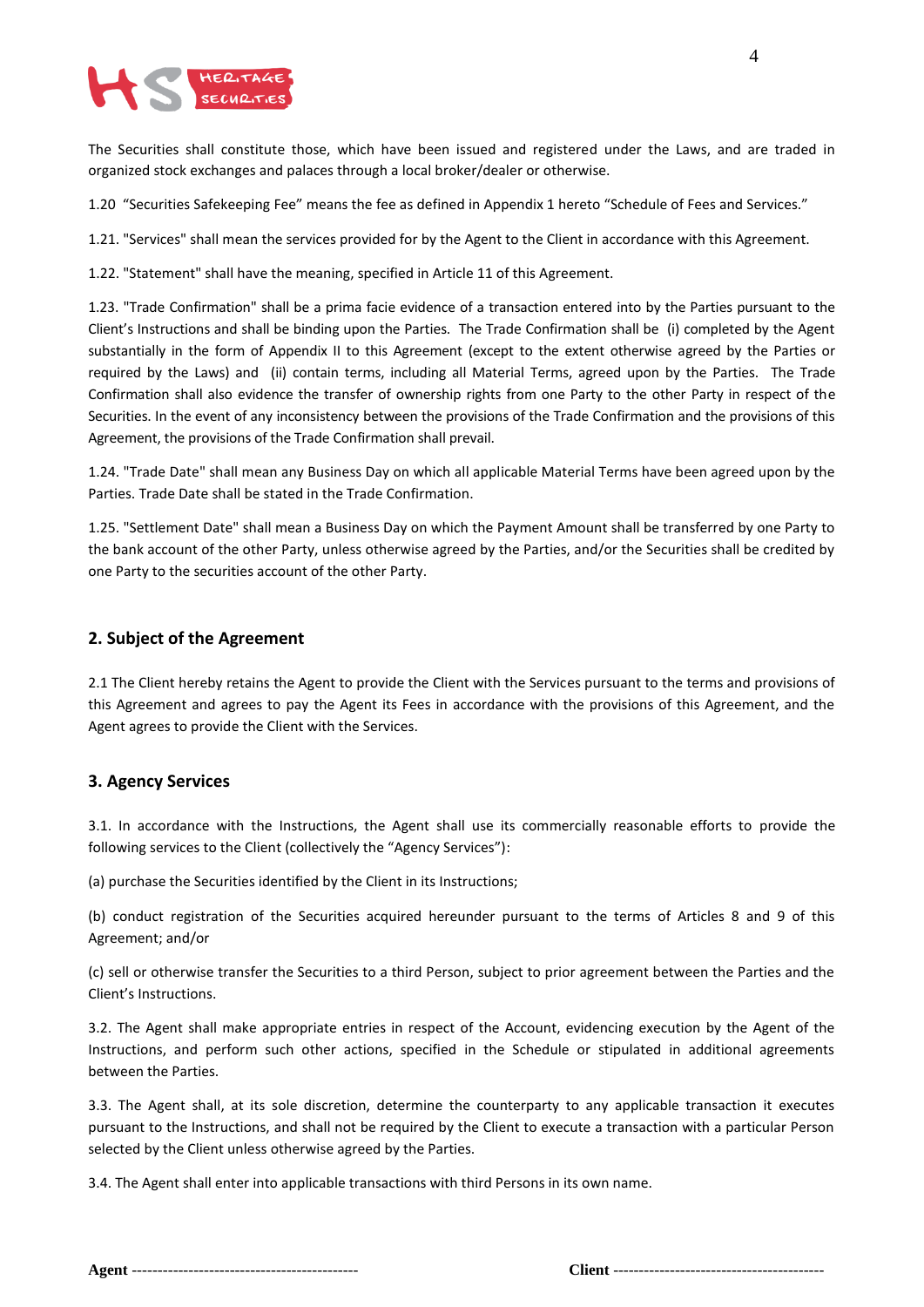The Securities shall constitute those, which have been issued and registered under the Laws, and are traded in organized stock exchanges and palaces through a local broker/dealer or otherwise.

1.20 "Securities Safekeeping Fee" means the fee as defined in Appendix 1 hereto "Schedule of Fees and Services."

1.21. "Services" shall mean the services provided for by the Agent to the Client in accordance with this Agreement.

1.22. "Statement" shall have the meaning, specified in Article 11 of this Agreement.

1.23. "Trade Confirmation" shall be a prima facie evidence of a transaction entered into by the Parties pursuant to the Client's Instructions and shall be binding upon the Parties. The Trade Confirmation shall be (i) completed by the Agent substantially in the form of Appendix II to this Agreement (except to the extent otherwise agreed by the Parties or required by the Laws) and (ii) contain terms, including all Material Terms, agreed upon by the Parties. The Trade Confirmation shall also evidence the transfer of ownership rights from one Party to the other Party in respect of the Securities. In the event of any inconsistency between the provisions of the Trade Confirmation and the provisions of this Agreement, the provisions of the Trade Confirmation shall prevail.

1.24. "Trade Date" shall mean any Business Day on which all applicable Material Terms have been agreed upon by the Parties. Trade Date shall be stated in the Trade Confirmation.

1.25. "Settlement Date" shall mean a Business Day on which the Payment Amount shall be transferred by one Party to the bank account of the other Party, unless otherwise agreed by the Parties, and/or the Securities shall be credited by one Party to the securities account of the other Party.

## 2. Subject of the Agreement

2.1 The Client hereby retains the Agent to provide the Client with the Services pursuant to the terms and provisions of this Agreement and agrees to pay the Agent its Fees in accordance with the provisions of this Agreement, and the Agent agrees to provide the Client with the Services.

## 3. Agency Services

3.1. In accordance with the Instructions, the Agent shall use its commercially reasonable efforts to provide the following services to the Client (collectively the "Agency Services"):

(a) purchase the Securities identified by the Client in its Instructions;

(b) conduct registration of the Securities acquired hereunder pursuant to the terms of Articles 8 and 9 of this Agreement; and/or

(c) sell or otherwise transfer the Securities to a third Person, subject to prior agreement between the Parties and the Client's Instructions.

3.2. The Agent shall make appropriate entries in respect of the Account, evidencing execution by the Agent of the Instructions, and perform such other actions, specified in the Schedule or stipulated in additional agreements between the Parties.

3.3. The Agent shall, at its sole discretion, determine the counterparty to any applicable transaction it executes pursuant to the Instructions, and shall not be required by the Client to execute a transaction with a particular Person selected by the Client unless otherwise agreed by the Parties.

3.4. The Agent shall enter into applicable transactions with third Persons in its own name.

**Agent** --------------------------------------------- **Client** -----------------------------------------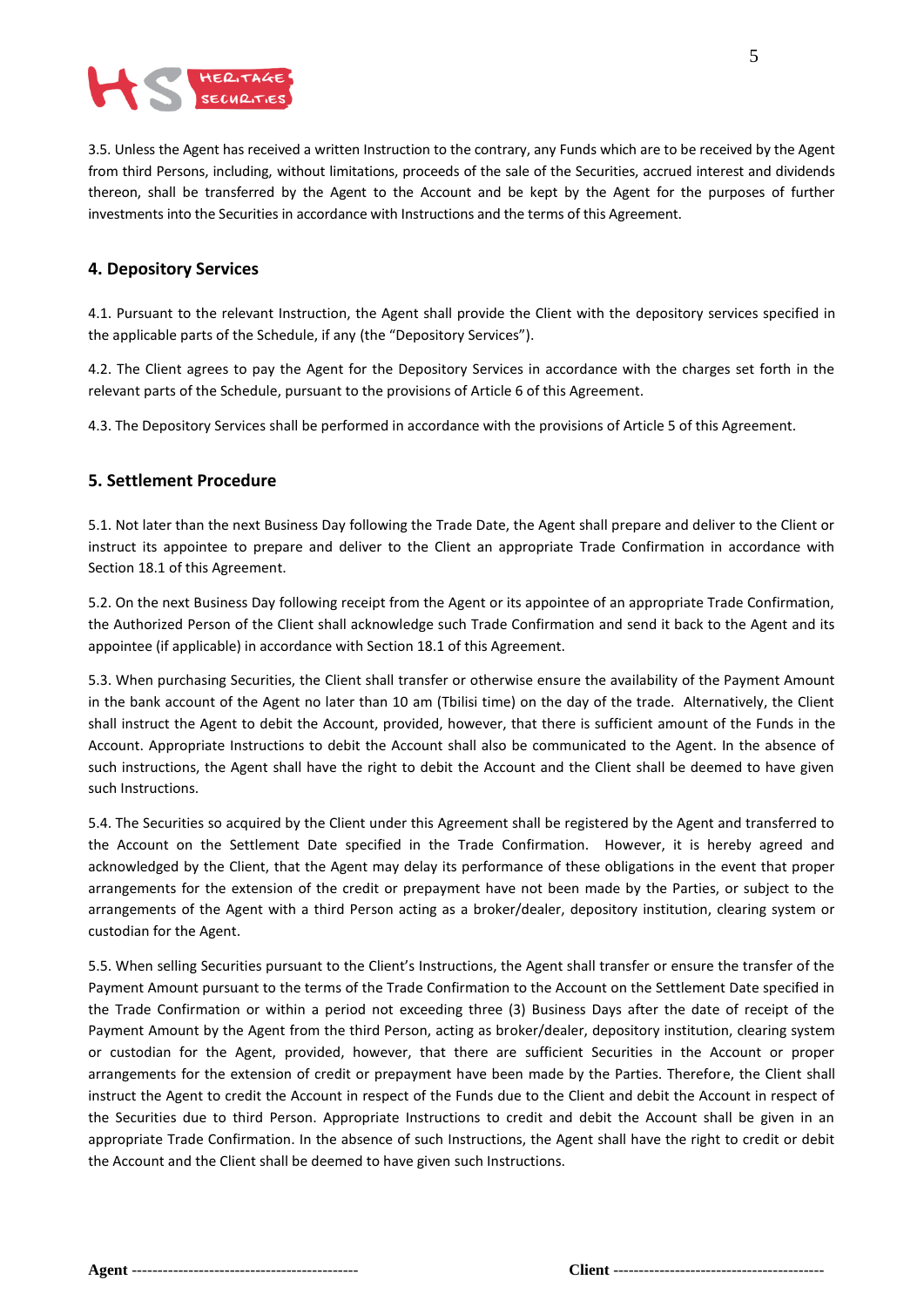3.5. Unless the Agent has received a written Instruction to the contrary, any Funds which are to be received by the Agent from third Persons, including, without limitations, proceeds of the sale of the Securities, accrued interest and dividends thereon, shall be transferred by the Agent to the Account and be kept by the Agent for the purposes of further investments into the Securities in accordance with Instructions and the terms of this Agreement.

## 4. Depository Services

4.1. Pursuant to the relevant Instruction, the Agent shall provide the Client with the depository services specified in the applicable parts of the Schedule, if any (the "Depository Services").

4.2. The Client agrees to pay the Agent for the Depository Services in accordance with the charges set forth in the relevant parts of the Schedule, pursuant to the provisions of Article 6 of this Agreement.

4.3. The Depository Services shall be performed in accordance with the provisions of Article 5 of this Agreement.

## 5. Settlement Procedure

5.1. Not later than the next Business Day following the Trade Date, the Agent shall prepare and deliver to the Client or instruct its appointee to prepare and deliver to the Client an appropriate Trade Confirmation in accordance with Section 18.1 of this Agreement.

5.2. On the next Business Day following receipt from the Agent or its appointee of an appropriate Trade Confirmation, the Authorized Person of the Client shall acknowledge such Trade Confirmation and send it back to the Agent and its appointee (if applicable) in accordance with Section 18.1 of this Agreement.

5.3. When purchasing Securities, the Client shall transfer or otherwise ensure the availability of the Payment Amount in the bank account of the Agent no later than 10 am (Tbilisi time) on the day of the trade. Alternatively, the Client shall instruct the Agent to debit the Account, provided, however, that there is sufficient amount of the Funds in the Account. Appropriate Instructions to debit the Account shall also be communicated to the Agent. In the absence of such instructions, the Agent shall have the right to debit the Account and the Client shall be deemed to have given such Instructions.

5.4. The Securities so acquired by the Client under this Agreement shall be registered by the Agent and transferred to the Account on the Settlement Date specified in the Trade Confirmation. However, it is hereby agreed and acknowledged by the Client, that the Agent may delay its performance of these obligations in the event that proper arrangements for the extension of the credit or prepayment have not been made by the Parties, or subject to the arrangements of the Agent with a third Person acting as a broker/dealer, depository institution, clearing system or custodian for the Agent.

5.5. When selling Securities pursuant to the Client's Instructions, the Agent shall transfer or ensure the transfer of the Payment Amount pursuant to the terms of the Trade Confirmation to the Account on the Settlement Date specified in the Trade Confirmation or within a period not exceeding three (3) Business Days after the date of receipt of the Payment Amount by the Agent from the third Person, acting as broker/dealer, depository institution, clearing system or custodian for the Agent, provided, however, that there are sufficient Securities in the Account or proper arrangements for the extension of credit or prepayment have been made by the Parties. Therefore, the Client shall instruct the Agent to credit the Account in respect of the Funds due to the Client and debit the Account in respect of the Securities due to third Person. Appropriate Instructions to credit and debit the Account shall be given in an appropriate Trade Confirmation. In the absence of such Instructions, the Agent shall have the right to credit or debit the Account and the Client shall be deemed to have given such Instructions.

**Agent** --------------------------------------------  **Client** -----------------------------------------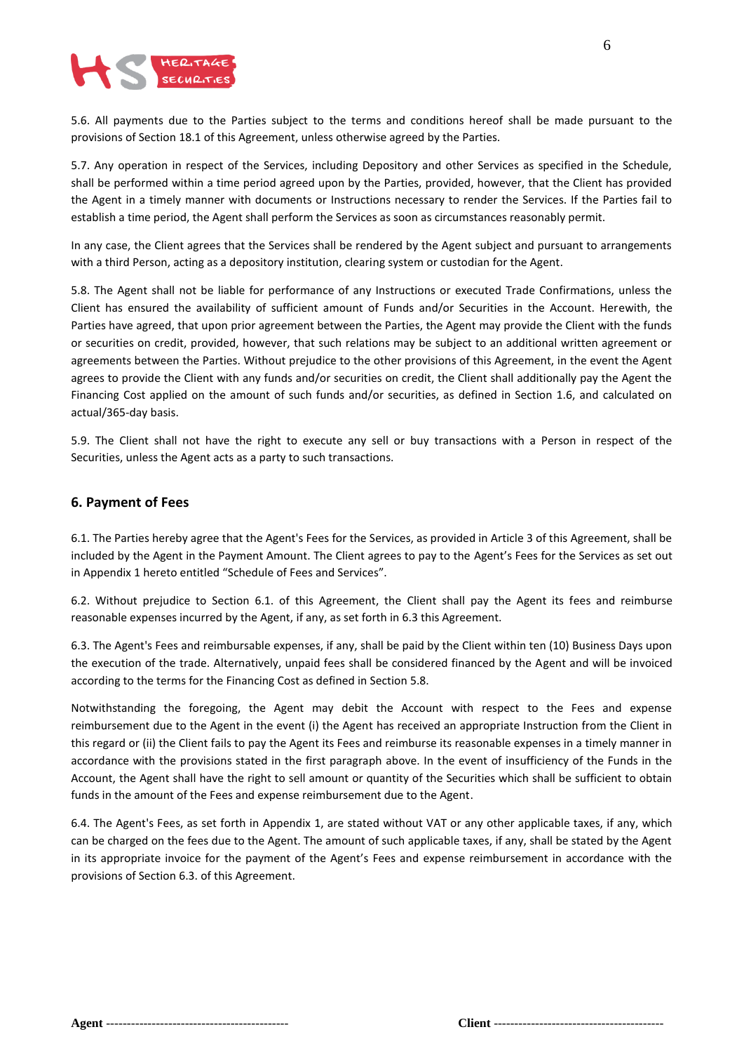5.6. All payments due to the Parties subject to the terms and conditions hereof shall be made pursuant to the provisions of Section 18.1 of this Agreement, unless otherwise agreed by the Parties.

5.7. Any operation in respect of the Services, including Depository and other Services as specified in the Schedule, shall be performed within a time period agreed upon by the Parties, provided, however, that the Client has provided the Agent in a timely manner with documents or Instructions necessary to render the Services. If the Parties fail to establish a time period, the Agent shall perform the Services as soon as circumstances reasonably permit.

In any case, the Client agrees that the Services shall be rendered by the Agent subject and pursuant to arrangements with a third Person, acting as a depository institution, clearing system or custodian for the Agent.

5.8. The Agent shall not be liable for performance of any Instructions or executed Trade Confirmations, unless the Client has ensured the availability of sufficient amount of Funds and/or Securities in the Account. Herewith, the Parties have agreed, that upon prior agreement between the Parties, the Agent may provide the Client with the funds or securities on credit, provided, however, that such relations may be subject to an additional written agreement or agreements between the Parties. Without prejudice to the other provisions of this Agreement, in the event the Agent agrees to provide the Client with any funds and/or securities on credit, the Client shall additionally pay the Agent the Financing Cost applied on the amount of such funds and/or securities, as defined in Section 1.6, and calculated on actual/365-day basis.

5.9. The Client shall not have the right to execute any sell or buy transactions with a Person in respect of the Securities, unless the Agent acts as a party to such transactions.

## 6. Payment of Fees

6.1. The Parties hereby agree that the Agent's Fees for the Services, as provided in Article 3 of this Agreement, shall be included by the Agent in the Payment Amount. The Client agrees to pay to the Agent's Fees for the Services as set out in Appendix 1 hereto entitled "Schedule of Fees and Services".

6.2. Without prejudice to Section 6.1. of this Agreement, the Client shall pay the Agent its fees and reimburse reasonable expenses incurred by the Agent, if any, as set forth in 6.3 this Agreement.

6.3. The Agent's Fees and reimbursable expenses, if any, shall be paid by the Client within ten (10) Business Days upon the execution of the trade. Alternatively, unpaid fees shall be considered financed by the Agent and will be invoiced according to the terms for the Financing Cost as defined in Section 5.8.

Notwithstanding the foregoing, the Agent may debit the Account with respect to the Fees and expense reimbursement due to the Agent in the event (i) the Agent has received an appropriate Instruction from the Client in this regard or (ii) the Client fails to pay the Agent its Fees and reimburse its reasonable expenses in a timely manner in accordance with the provisions stated in the first paragraph above. In the event of insufficiency of the Funds in the Account, the Agent shall have the right to sell amount or quantity of the Securities which shall be sufficient to obtain funds in the amount of the Fees and expense reimbursement due to the Agent.

6.4. The Agent's Fees, as set forth in Appendix 1, are stated without VAT or any other applicable taxes, if any, which can be charged on the fees due to the Agent. The amount of such applicable taxes, if any, shall be stated by the Agent in its appropriate invoice for the payment of the Agent's Fees and expense reimbursement in accordance with the provisions of Section 6.3. of this Agreement.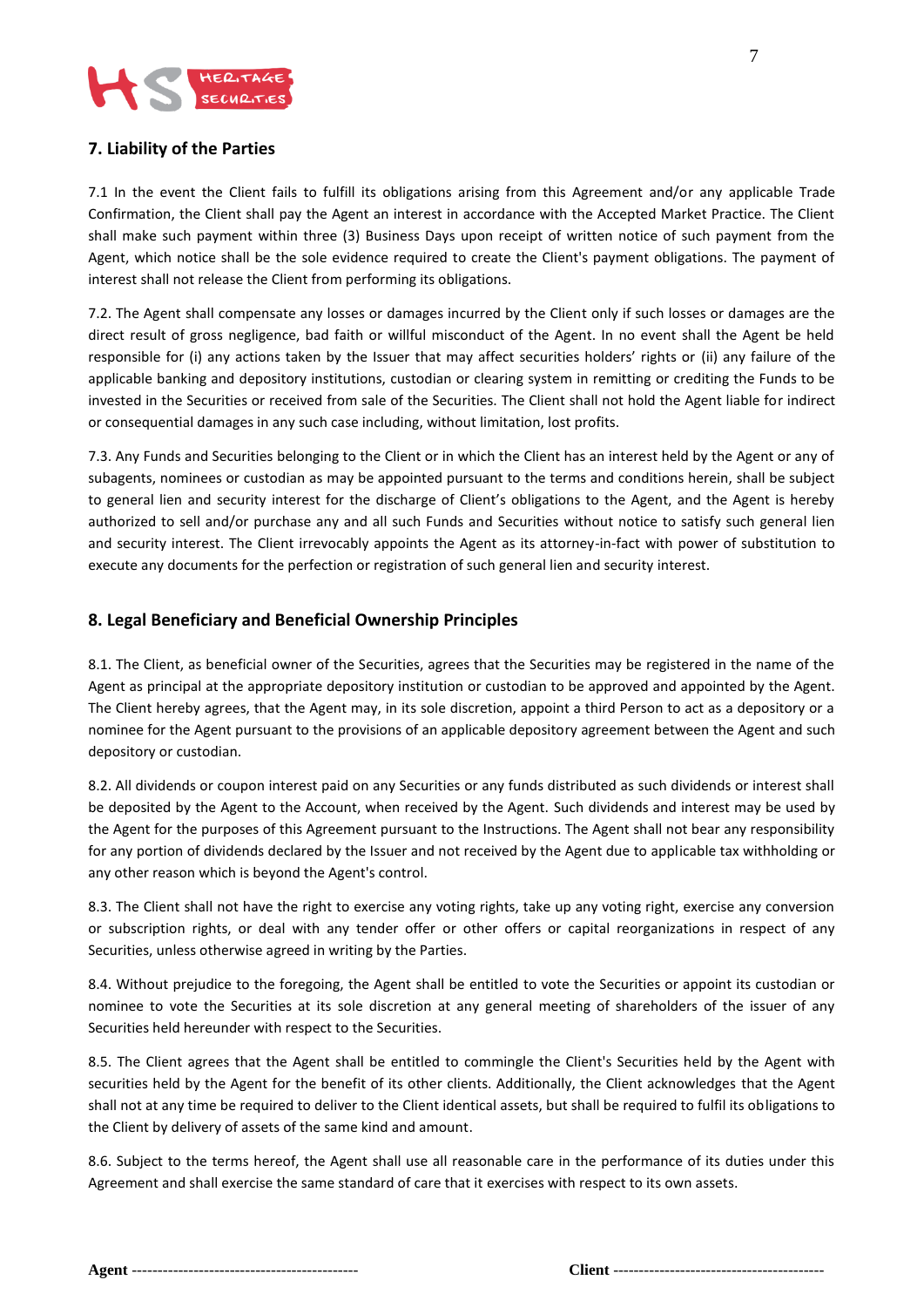## 7. Liability of the Parties

7.1 In the event the Client fails to fulfill its obligations arising from this Agreement and/or any applicable Trade Confirmation, the Client shall pay the Agent an interest in accordance with the Accepted Market Practice. The Client shall make such payment within three (3) Business Days upon receipt of written notice of such payment from the Agent, which notice shall be the sole evidence required to create the Client's payment obligations. The payment of interest shall not release the Client from performing its obligations.

7.2. The Agent shall compensate any losses or damages incurred by the Client only if such losses or damages are the direct result of gross negligence, bad faith or willful misconduct of the Agent. In no event shall the Agent be held responsible for (i) any actions taken by the Issuer that may affect securities holders' rights or (ii) any failure of the applicable banking and depository institutions, custodian or clearing system in remitting or crediting the Funds to be invested in the Securities or received from sale of the Securities. The Client shall not hold the Agent liable for indirect or consequential damages in any such case including, without limitation, lost profits.

7.3. Any Funds and Securities belonging to the Client or in which the Client has an interest held by the Agent or any of subagents, nominees or custodian as may be appointed pursuant to the terms and conditions herein, shall be subject to general lien and security interest for the discharge of Client's obligations to the Agent, and the Agent is hereby authorized to sell and/or purchase any and all such Funds and Securities without notice to satisfy such general lien and security interest. The Client irrevocably appoints the Agent as its attorney-in-fact with power of substitution to execute any documents for the perfection or registration of such general lien and security interest.

## 8. Legal Beneficiary and Beneficial Ownership Principles

8.1. The Client, as beneficial owner of the Securities, agrees that the Securities may be registered in the name of the Agent as principal at the appropriate depository institution or custodian to be approved and appointed by the Agent. The Client hereby agrees, that the Agent may, in its sole discretion, appoint a third Person to act as a depository or a nominee for the Agent pursuant to the provisions of an applicable depository agreement between the Agent and such depository or custodian.

8.2. All dividends or coupon interest paid on any Securities or any funds distributed as such dividends or interest shall be deposited by the Agent to the Account, when received by the Agent. Such dividends and interest may be used by the Agent for the purposes of this Agreement pursuant to the Instructions. The Agent shall not bear any responsibility for any portion of dividends declared by the Issuer and not received by the Agent due to applicable tax withholding or any other reason which is beyond the Agent's control.

8.3. The Client shall not have the right to exercise any voting rights, take up any voting right, exercise any conversion or subscription rights, or deal with any tender offer or other offers or capital reorganizations in respect of any Securities, unless otherwise agreed in writing by the Parties.

8.4. Without prejudice to the foregoing, the Agent shall be entitled to vote the Securities or appoint its custodian or nominee to vote the Securities at its sole discretion at any general meeting of shareholders of the issuer of any Securities held hereunder with respect to the Securities.

8.5. The Client agrees that the Agent shall be entitled to commingle the Client's Securities held by the Agent with securities held by the Agent for the benefit of its other clients. Additionally, the Client acknowledges that the Agent shall not at any time be required to deliver to the Client identical assets, but shall be required to fulfil its obligations to the Client by delivery of assets of the same kind and amount.

8.6. Subject to the terms hereof, the Agent shall use all reasonable care in the performance of its duties under this Agreement and shall exercise the same standard of care that it exercises with respect to its own assets.

**Agent** -------------------------------------------- **Client** -----------------------------------------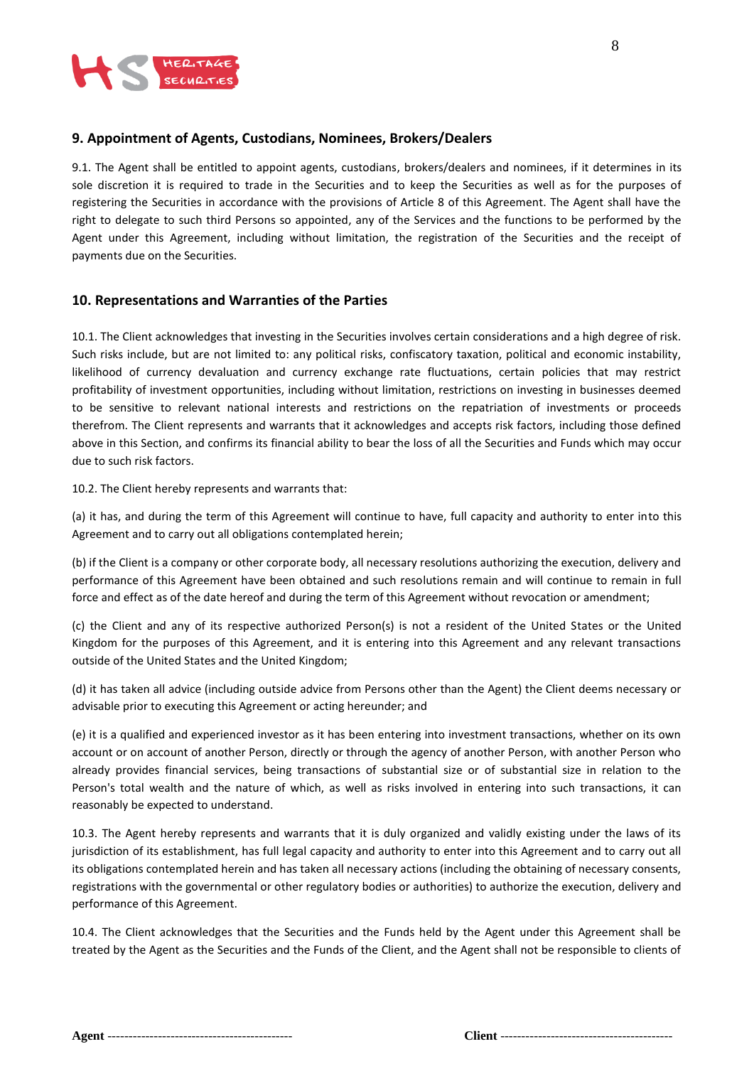## 9. Appointment of Agents, Custodians, Nominees, Brokers/Dealers

9.1. The Agent shall be entitled to appoint agents, custodians, brokers/dealers and nominees, if it determines in its sole discretion it is required to trade in the Securities and to keep the Securities as well as for the purposes of registering the Securities in accordance with the provisions of Article 8 of this Agreement. The Agent shall have the right to delegate to such third Persons so appointed, any of the Services and the functions to be performed by the Agent under this Agreement, including without limitation, the registration of the Securities and the receipt of payments due on the Securities.

## 10. Representations and Warranties of the Parties

10.1. The Client acknowledges that investing in the Securities involves certain considerations and a high degree of risk. Such risks include, but are not limited to: any political risks, confiscatory taxation, political and economic instability, likelihood of currency devaluation and currency exchange rate fluctuations, certain policies that may restrict profitability of investment opportunities, including without limitation, restrictions on investing in businesses deemed to be sensitive to relevant national interests and restrictions on the repatriation of investments or proceeds therefrom. The Client represents and warrants that it acknowledges and accepts risk factors, including those defined above in this Section, and confirms its financial ability to bear the loss of all the Securities and Funds which may occur due to such risk factors.

10.2. The Client hereby represents and warrants that:

(a) it has, and during the term of this Agreement will continue to have, full capacity and authority to enter into this Agreement and to carry out all obligations contemplated herein;

(b) if the Client is a company or other corporate body, all necessary resolutions authorizing the execution, delivery and performance of this Agreement have been obtained and such resolutions remain and will continue to remain in full force and effect as of the date hereof and during the term of this Agreement without revocation or amendment;

(c) the Client and any of its respective authorized Person(s) is not a resident of the United States or the United Kingdom for the purposes of this Agreement, and it is entering into this Agreement and any relevant transactions outside of the United States and the United Kingdom;

(d) it has taken all advice (including outside advice from Persons other than the Agent) the Client deems necessary or advisable prior to executing this Agreement or acting hereunder; and

(e) it is a qualified and experienced investor as it has been entering into investment transactions, whether on its own account or on account of another Person, directly or through the agency of another Person, with another Person who already provides financial services, being transactions of substantial size or of substantial size in relation to the Person's total wealth and the nature of which, as well as risks involved in entering into such transactions, it can reasonably be expected to understand.

10.3. The Agent hereby represents and warrants that it is duly organized and validly existing under the laws of its jurisdiction of its establishment, has full legal capacity and authority to enter into this Agreement and to carry out all its obligations contemplated herein and has taken all necessary actions (including the obtaining of necessary consents, registrations with the governmental or other regulatory bodies or authorities) to authorize the execution, delivery and performance of this Agreement.

10.4. The Client acknowledges that the Securities and the Funds held by the Agent under this Agreement shall be treated by the Agent as the Securities and the Funds of the Client, and the Agent shall not be responsible to clients of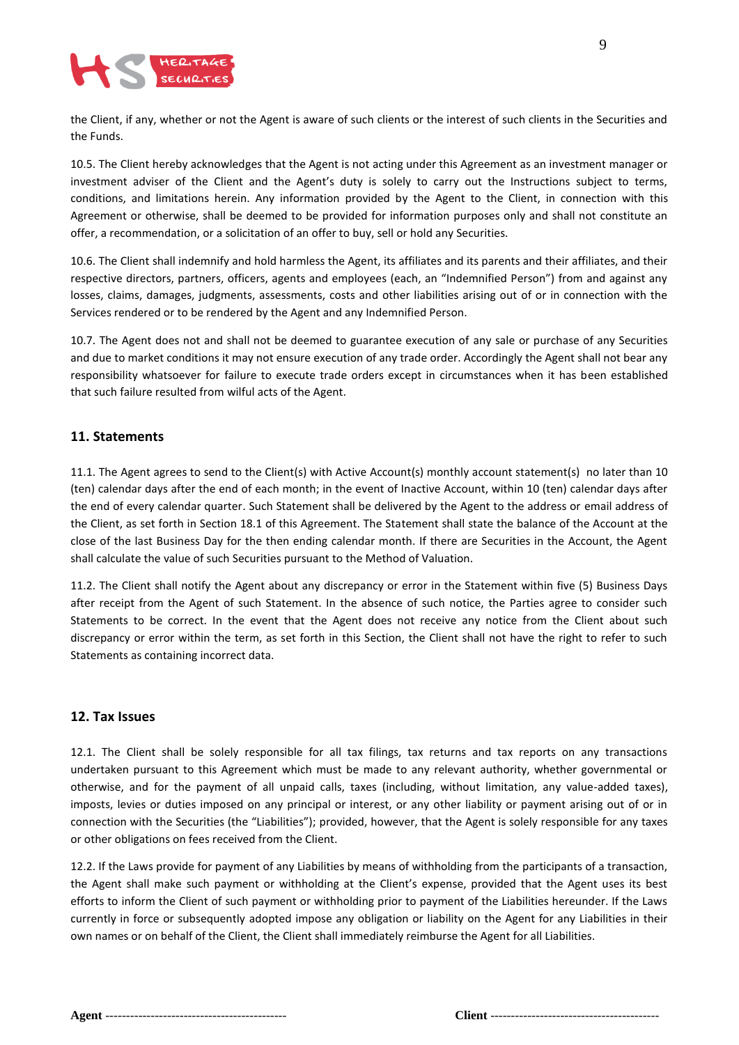the Client, if any, whether or not the Agent is aware of such clients or the interest of such clients in the Securities and the Funds.

10.5. The Client hereby acknowledges that the Agent is not acting under this Agreement as an investment manager or investment adviser of the Client and the Agent's duty is solely to carry out the Instructions subject to terms, conditions, and limitations herein. Any information provided by the Agent to the Client, in connection with this Agreement or otherwise, shall be deemed to be provided for information purposes only and shall not constitute an offer, a recommendation, or a solicitation of an offer to buy, sell or hold any Securities.

10.6. The Client shall indemnify and hold harmless the Agent, its affiliates and its parents and their affiliates, and their respective directors, partners, officers, agents and employees (each, an "Indemnified Person") from and against any losses, claims, damages, judgments, assessments, costs and other liabilities arising out of or in connection with the Services rendered or to be rendered by the Agent and any Indemnified Person.

10.7. The Agent does not and shall not be deemed to guarantee execution of any sale or purchase of any Securities and due to market conditions it may not ensure execution of any trade order. Accordingly the Agent shall not bear any responsibility whatsoever for failure to execute trade orders except in circumstances when it has been established that such failure resulted from wilful acts of the Agent.

## 11. Statements

11.1. The Agent agrees to send to the Client(s) with Active Account(s) monthly account statement(s) no later than 10 (ten) calendar days after the end of each month; in the event of Inactive Account, within 10 (ten) calendar days after the end of every calendar quarter. Such Statement shall be delivered by the Agent to the address or email address of the Client, as set forth in Section 18.1 of this Agreement. The Statement shall state the balance of the Account at the close of the last Business Day for the then ending calendar month. If there are Securities in the Account, the Agent shall calculate the value of such Securities pursuant to the Method of Valuation.

11.2. The Client shall notify the Agent about any discrepancy or error in the Statement within five (5) Business Days after receipt from the Agent of such Statement. In the absence of such notice, the Parties agree to consider such Statements to be correct. In the event that the Agent does not receive any notice from the Client about such discrepancy or error within the term, as set forth in this Section, the Client shall not have the right to refer to such Statements as containing incorrect data.

## 12. Tax Issues

12.1. The Client shall be solely responsible for all tax filings, tax returns and tax reports on any transactions undertaken pursuant to this Agreement which must be made to any relevant authority, whether governmental or otherwise, and for the payment of all unpaid calls, taxes (including, without limitation, any value-added taxes), imposts, levies or duties imposed on any principal or interest, or any other liability or payment arising out of or in connection with the Securities (the "Liabilities"); provided, however, that the Agent is solely responsible for any taxes or other obligations on fees received from the Client.

12.2. If the Laws provide for payment of any Liabilities by means of withholding from the participants of a transaction, the Agent shall make such payment or withholding at the Client's expense, provided that the Agent uses its best efforts to inform the Client of such payment or withholding prior to payment of the Liabilities hereunder. If the Laws currently in force or subsequently adopted impose any obligation or liability on the Agent for any Liabilities in their own names or on behalf of the Client, the Client shall immediately reimburse the Agent for all Liabilities.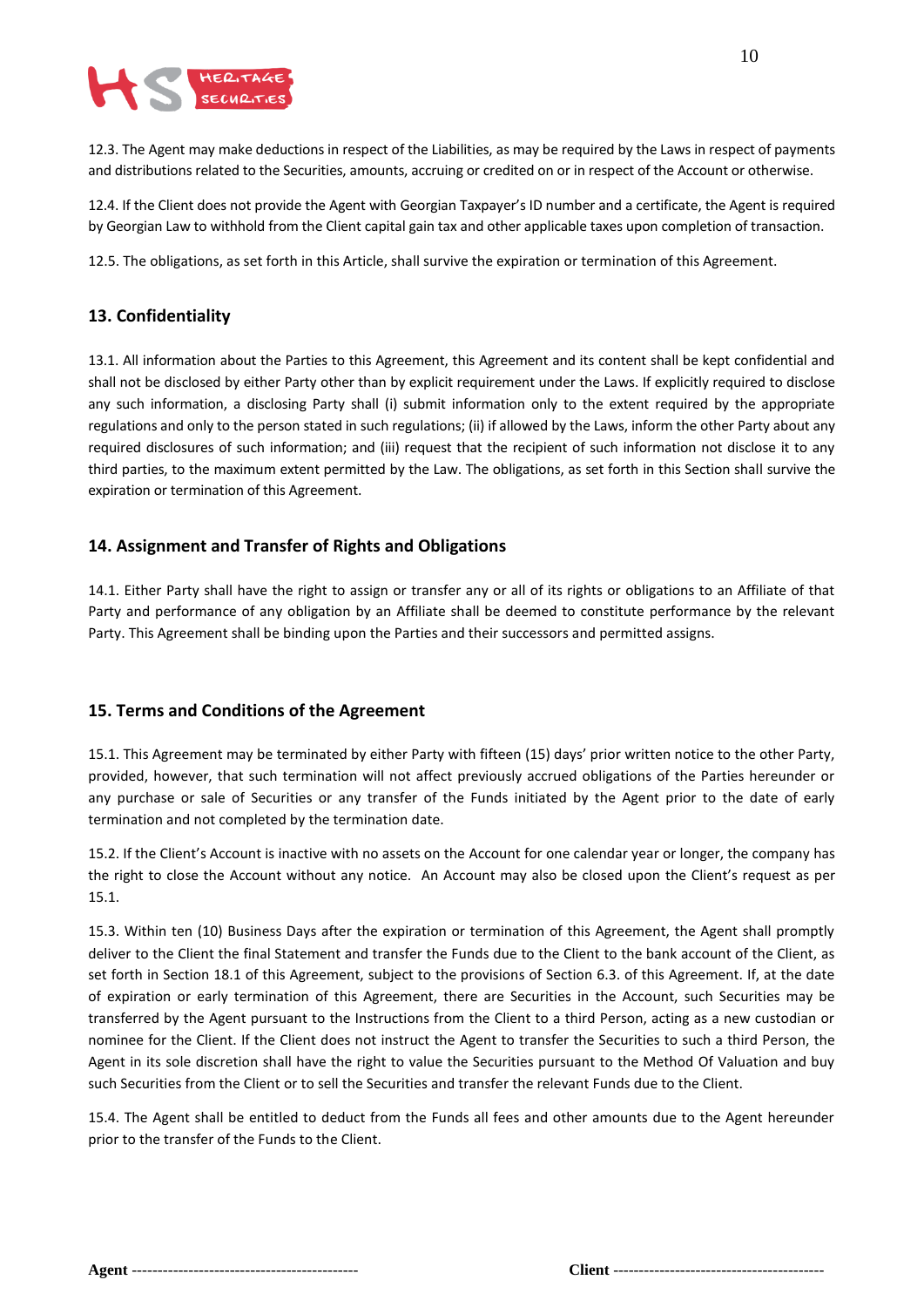12.3. The Agent may make deductions in respect of the Liabilities, as may be required by the Laws in respect of payments and distributions related to the Securities, amounts, accruing or credited on or in respect of the Account or otherwise.

12.4. If the Client does not provide the Agent with Georgian Taxpayer's ID number and a certificate, the Agent is required by Georgian Law to withhold from the Client capital gain tax and other applicable taxes upon completion of transaction.

12.5. The obligations, as set forth in this Article, shall survive the expiration or termination of this Agreement.

## 13. Confidentiality

13.1. All information about the Parties to this Agreement, this Agreement and its content shall be kept confidential and shall not be disclosed by either Party other than by explicit requirement under the Laws. If explicitly required to disclose any such information, a disclosing Party shall (i) submit information only to the extent required by the appropriate regulations and only to the person stated in such regulations; (ii) if allowed by the Laws, inform the other Party about any required disclosures of such information; and (iii) request that the recipient of such information not disclose it to any third parties, to the maximum extent permitted by the Law. The obligations, as set forth in this Section shall survive the expiration or termination of this Agreement.

## 14. Assignment and Transfer of Rights and Obligations

14.1. Either Party shall have the right to assign or transfer any or all of its rights or obligations to an Affiliate of that Party and performance of any obligation by an Affiliate shall be deemed to constitute performance by the relevant Party. This Agreement shall be binding upon the Parties and their successors and permitted assigns.

## 15. Terms and Conditions of the Agreement

15.1. This Agreement may be terminated by either Party with fifteen (15) days' prior written notice to the other Party, provided, however, that such termination will not affect previously accrued obligations of the Parties hereunder or any purchase or sale of Securities or any transfer of the Funds initiated by the Agent prior to the date of early termination and not completed by the termination date.

15.2. If the Client's Account is inactive with no assets on the Account for one calendar year or longer, the company has the right to close the Account without any notice. An Account may also be closed upon the Client's request as per 15.1.

15.3. Within ten (10) Business Days after the expiration or termination of this Agreement, the Agent shall promptly deliver to the Client the final Statement and transfer the Funds due to the Client to the bank account of the Client, as set forth in Section 18.1 of this Agreement, subject to the provisions of Section 6.3. of this Agreement. If, at the date of expiration or early termination of this Agreement, there are Securities in the Account, such Securities may be transferred by the Agent pursuant to the Instructions from the Client to a third Person, acting as a new custodian or nominee for the Client. If the Client does not instruct the Agent to transfer the Securities to such a third Person, the Agent in its sole discretion shall have the right to value the Securities pursuant to the Method Of Valuation and buy such Securities from the Client or to sell the Securities and transfer the relevant Funds due to the Client.

15.4. The Agent shall be entitled to deduct from the Funds all fees and other amounts due to the Agent hereunder prior to the transfer of the Funds to the Client.

**Agent** --------------------------------------------- **Client** -----------------------------------------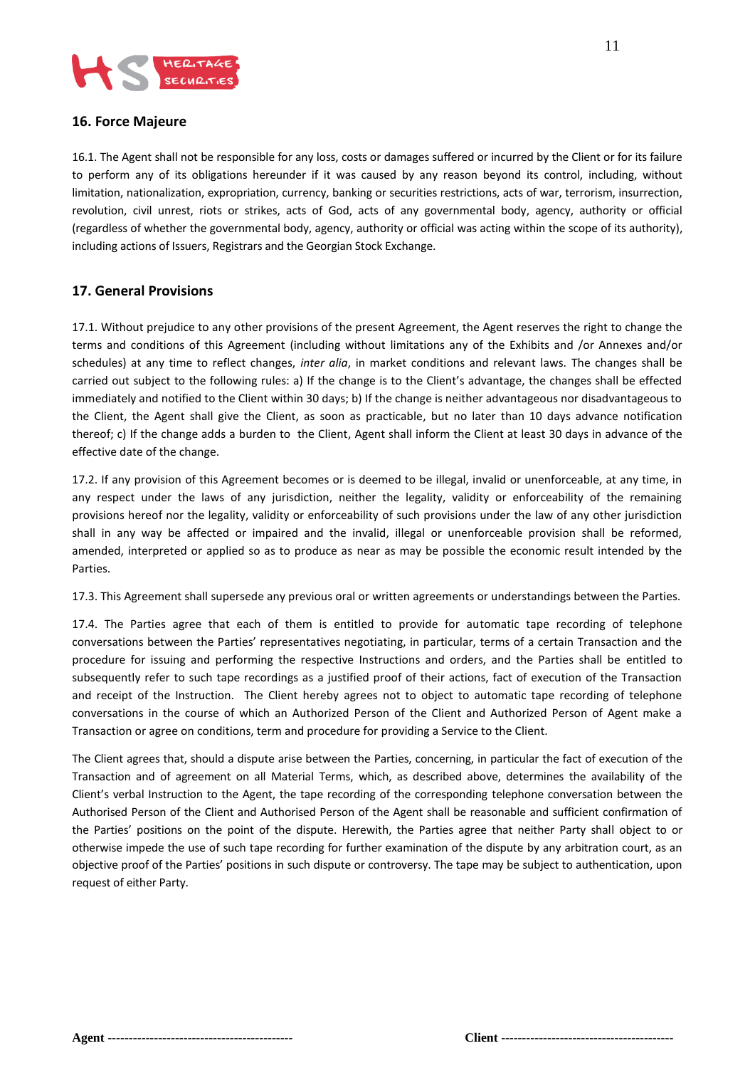## 16. Force Majeure

16.1. The Agent shall not be responsible for any loss, costs or damages suffered or incurred by the Client or for its failure to perform any of its obligations hereunder if it was caused by any reason beyond its control, including, without limitation, nationalization, expropriation, currency, banking or securities restrictions, acts of war, terrorism, insurrection, revolution, civil unrest, riots or strikes, acts of God, acts of any governmental body, agency, authority or official (regardless of whether the governmental body, agency, authority or official was acting within the scope of its authority), including actions of Issuers, Registrars and the Georgian Stock Exchange.

## 17. General Provisions

17.1. Without prejudice to any other provisions of the present Agreement, the Agent reserves the right to change the terms and conditions of this Agreement (including without limitations any of the Exhibits and /or Annexes and/or schedules) at any time to reflect changes, *inter alia*, in market conditions and relevant laws. The changes shall be carried out subject to the following rules: a) If the change is to the Client's advantage, the changes shall be effected immediately and notified to the Client within 30 days; b) If the change is neither advantageous nor disadvantageous to the Client, the Agent shall give the Client, as soon as practicable, but no later than 10 days advance notification thereof; c) If the change adds a burden to the Client, Agent shall inform the Client at least 30 days in advance of the effective date of the change.

17.2. If any provision of this Agreement becomes or is deemed to be illegal, invalid or unenforceable, at any time, in any respect under the laws of any jurisdiction, neither the legality, validity or enforceability of the remaining provisions hereof nor the legality, validity or enforceability of such provisions under the law of any other jurisdiction shall in any way be affected or impaired and the invalid, illegal or unenforceable provision shall be reformed, amended, interpreted or applied so as to produce as near as may be possible the economic result intended by the Parties.

17.3. This Agreement shall supersede any previous oral or written agreements or understandings between the Parties.

17.4. The Parties agree that each of them is entitled to provide for automatic tape recording of telephone conversations between the Parties' representatives negotiating, in particular, terms of a certain Transaction and the procedure for issuing and performing the respective Instructions and orders, and the Parties shall be entitled to subsequently refer to such tape recordings as a justified proof of their actions, fact of execution of the Transaction and receipt of the Instruction. The Client hereby agrees not to object to automatic tape recording of telephone conversations in the course of which an Authorized Person of the Client and Authorized Person of Agent make a Transaction or agree on conditions, term and procedure for providing a Service to the Client.

The Client agrees that, should a dispute arise between the Parties, concerning, in particular the fact of execution of the Transaction and of agreement on all Material Terms, which, as described above, determines the availability of the Client's verbal Instruction to the Agent, the tape recording of the corresponding telephone conversation between the Authorised Person of the Client and Authorised Person of the Agent shall be reasonable and sufficient confirmation of the Parties' positions on the point of the dispute. Herewith, the Parties agree that neither Party shall object to or otherwise impede the use of such tape recording for further examination of the dispute by any arbitration court, as an objective proof of the Parties' positions in such dispute or controversy. The tape may be subject to authentication, upon request of either Party.

**Agent** -------------------------------------------- **Client** -----------------------------------------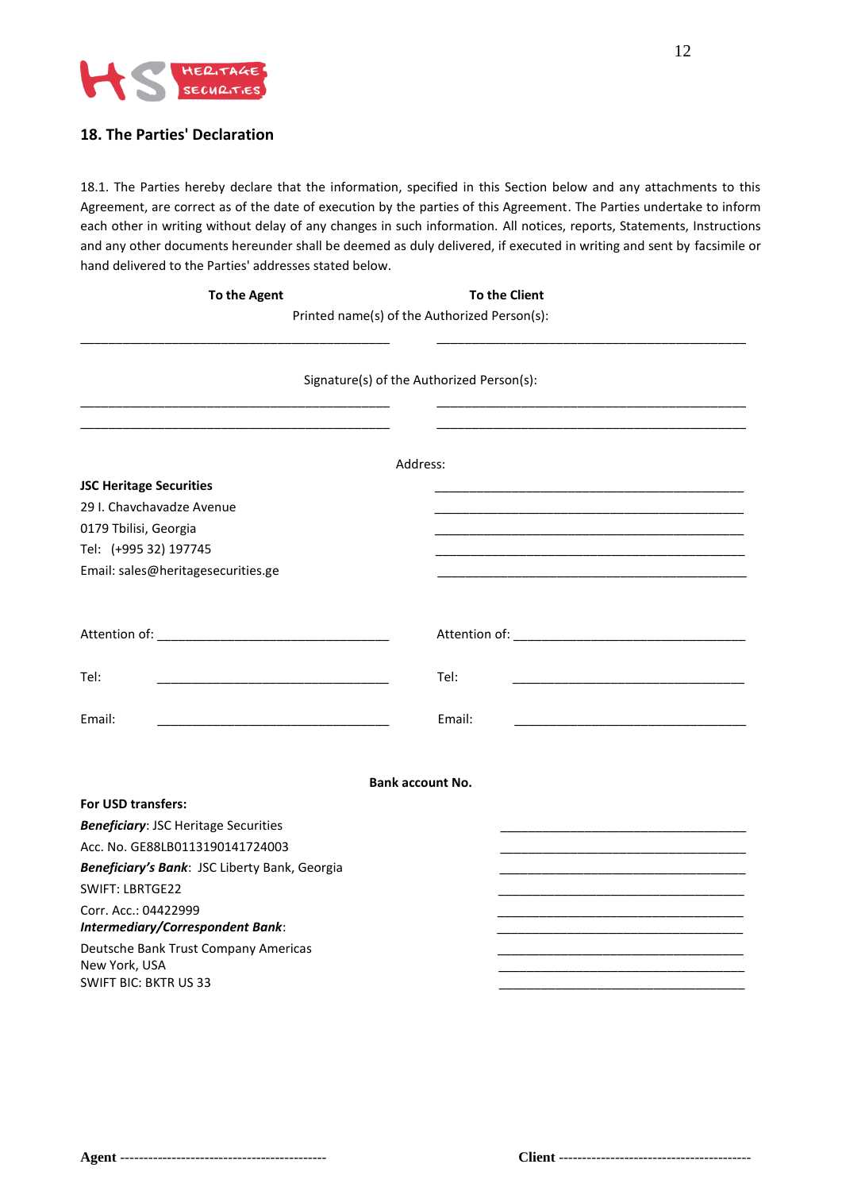## 18. The Parties' Declaration

18.1. The Parties hereby declare that the information, specified in this Section below and any attachments to this Agreement, are correct as of the date of execution by the parties of this Agreement. The Parties undertake to inform each other in writing without delay of any changes in such information. All notices, reports, Statements, Instructions and any other documents hereunder shall be deemed as duly delivered, if executed in writing and sent by facsimile or hand delivered to the Parties' addresses stated below.

| **To the Agent** | **To the Client** |
|---|---|

Printed name(s) of the Authorized Person(s):

| ____________________________________________ | ____________________________________________ |
|---|---|

Signature(s) of the Authorized Person(s):

| ____________________________________________ | ____________________________________________ |
|---|---|
| ____________________________________________ | ____________________________________________ |

Address:

| **JSC Heritage Securities** | ____________________________________________ |
|---|---|
| 29 I. Chavchavadze Avenue | ____________________________________________ |
| 0179 Tbilisi, Georgia | ____________________________________________ |
| Tel: (+995 32) 197745 | ____________________________________________ |
| Email: sales@heritagesecurities.ge | ____________________________________________ |

| Attention of: ________________________________ | Attention of: ________________________________ |
|---|---|
| Tel: ________________________________ | Tel: ________________________________ |
| Email: ________________________________ | Email: ________________________________ |

**Bank account No.**

| **For USD transfers:** | |
|---|---|
| ***Beneficiary***: JSC Heritage Securities | ____________________________________ |
| Acc. No. GE88LB0113190141724003 | ____________________________________ |
| ***Beneficiary's Bank***: JSC Liberty Bank, Georgia | ____________________________________ |
| SWIFT: LBRTGE22 | ____________________________________ |
| Corr. Acc.: 04422999 | ____________________________________ |
| ***Intermediary/Correspondent Bank***: | ____________________________________ |
| Deutsche Bank Trust Company Americas | ____________________________________ |
| New York, USA | ____________________________________ |
| SWIFT BIC: BKTR US 33 | ____________________________________ |

**Agent** --------------------------------------------  **Client** -----------------------------------------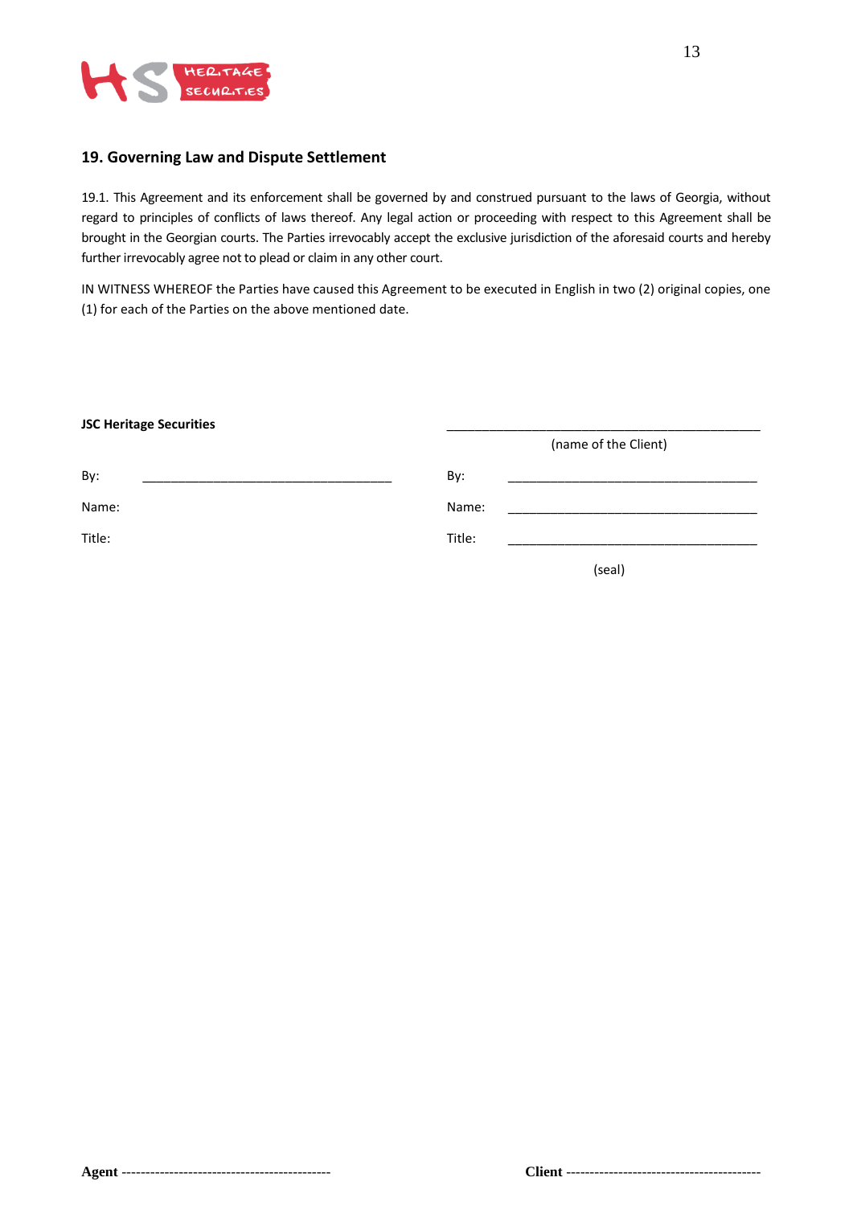## 19. Governing Law and Dispute Settlement

19.1. This Agreement and its enforcement shall be governed by and construed pursuant to the laws of Georgia, without regard to principles of conflicts of laws thereof. Any legal action or proceeding with respect to this Agreement shall be brought in the Georgian courts. The Parties irrevocably accept the exclusive jurisdiction of the aforesaid courts and hereby further irrevocably agree not to plead or claim in any other court.

IN WITNESS WHEREOF the Parties have caused this Agreement to be executed in English in two (2) original copies, one (1) for each of the Parties on the above mentioned date.

| **JSC Heritage Securities** | | ____________________________________ |
|---|---|---|
| | | (name of the Client) |
| By: ______________________________ | | By: ______________________________ |
| Name: | | Name: ______________________________ |
| Title: | | Title: ______________________________ |
| | | (seal) |

**Agent** --------------------------------------------                **Client** -----------------------------------------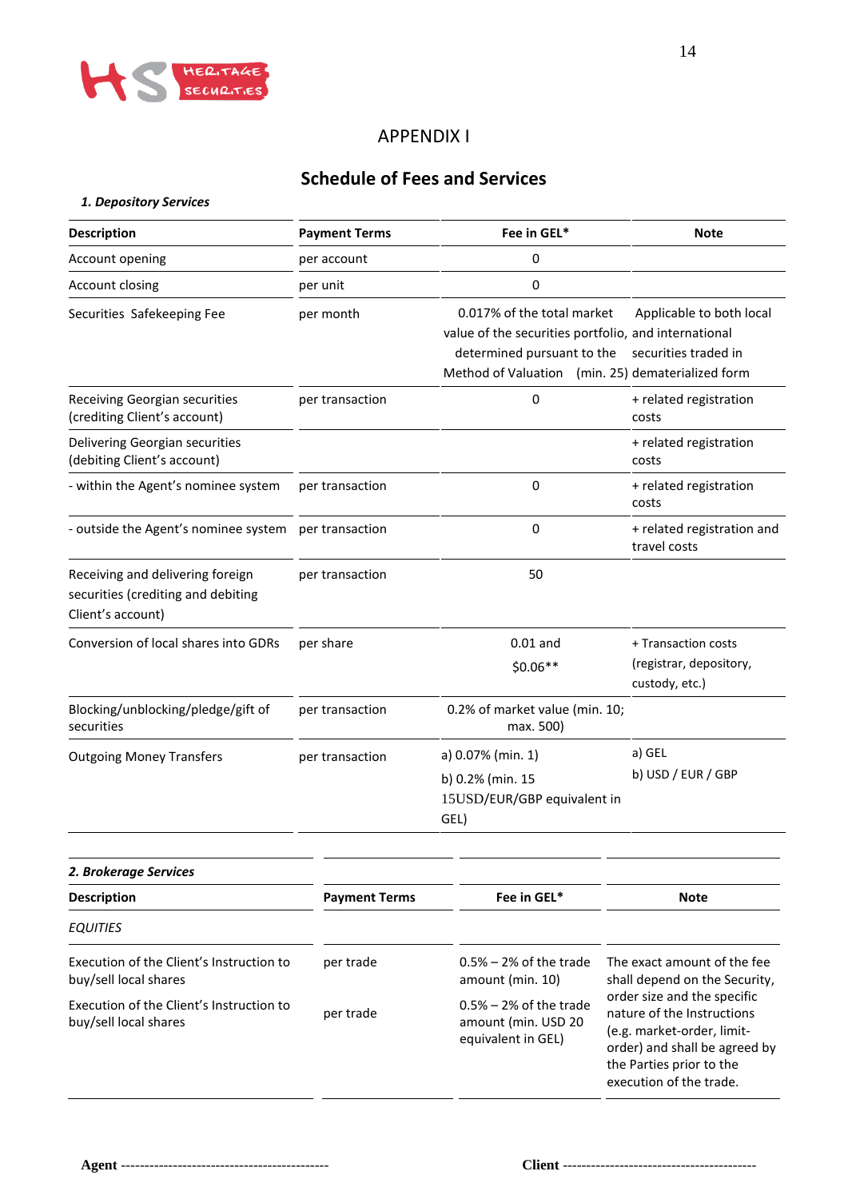# APPENDIX I

## Schedule of Fees and Services

***1. Depository Services***

| Description | Payment Terms | Fee in GEL* | Note |
|---|---|---|---|
| Account opening | per account | 0 | |
| Account closing | per unit | 0 | |
| Securities Safekeeping Fee | per month | 0.017% of the total market value of the securities portfolio, determined pursuant to the Method of Valuation (min. 25) | Applicable to both local and international securities traded in dematerialized form |
| Receiving Georgian securities (crediting Client's account) | per transaction | 0 | + related registration costs |
| Delivering Georgian securities (debiting Client's account) | | | + related registration costs |
| - within the Agent's nominee system | per transaction | 0 | + related registration costs |
| - outside the Agent's nominee system | per transaction | 0 | + related registration and travel costs |
| Receiving and delivering foreign securities (crediting and debiting Client's account) | per transaction | 50 | |
| Conversion of local shares into GDRs | per share | 0.01 and $0.06** | + Transaction costs (registrar, depository, custody, etc.) |
| Blocking/unblocking/pledge/gift of securities | per transaction | 0.2% of market value (min. 10; max. 500) | |
| Outgoing Money Transfers | per transaction | a) 0.07% (min. 1)<br>b) 0.2% (min. 15 15USD/EUR/GBP equivalent in GEL) | a) GEL<br>b) USD / EUR / GBP |

***2. Brokerage Services***

| Description | Payment Terms | Fee in GEL* | Note |
|---|---|---|---|
| *EQUITIES* | | | |
| Execution of the Client's Instruction to buy/sell local shares | per trade | 0.5% – 2% of the trade amount (min. 10) | The exact amount of the fee shall depend on the Security, order size and the specific nature of the Instructions (e.g. market-order, limit-order) and shall be agreed by the Parties prior to the execution of the trade. |
| Execution of the Client's Instruction to buy/sell local shares | per trade | 0.5% – 2% of the trade amount (min. USD 20 equivalent in GEL) | |

**Agent** -------------------------------------------- **Client** -----------------------------------------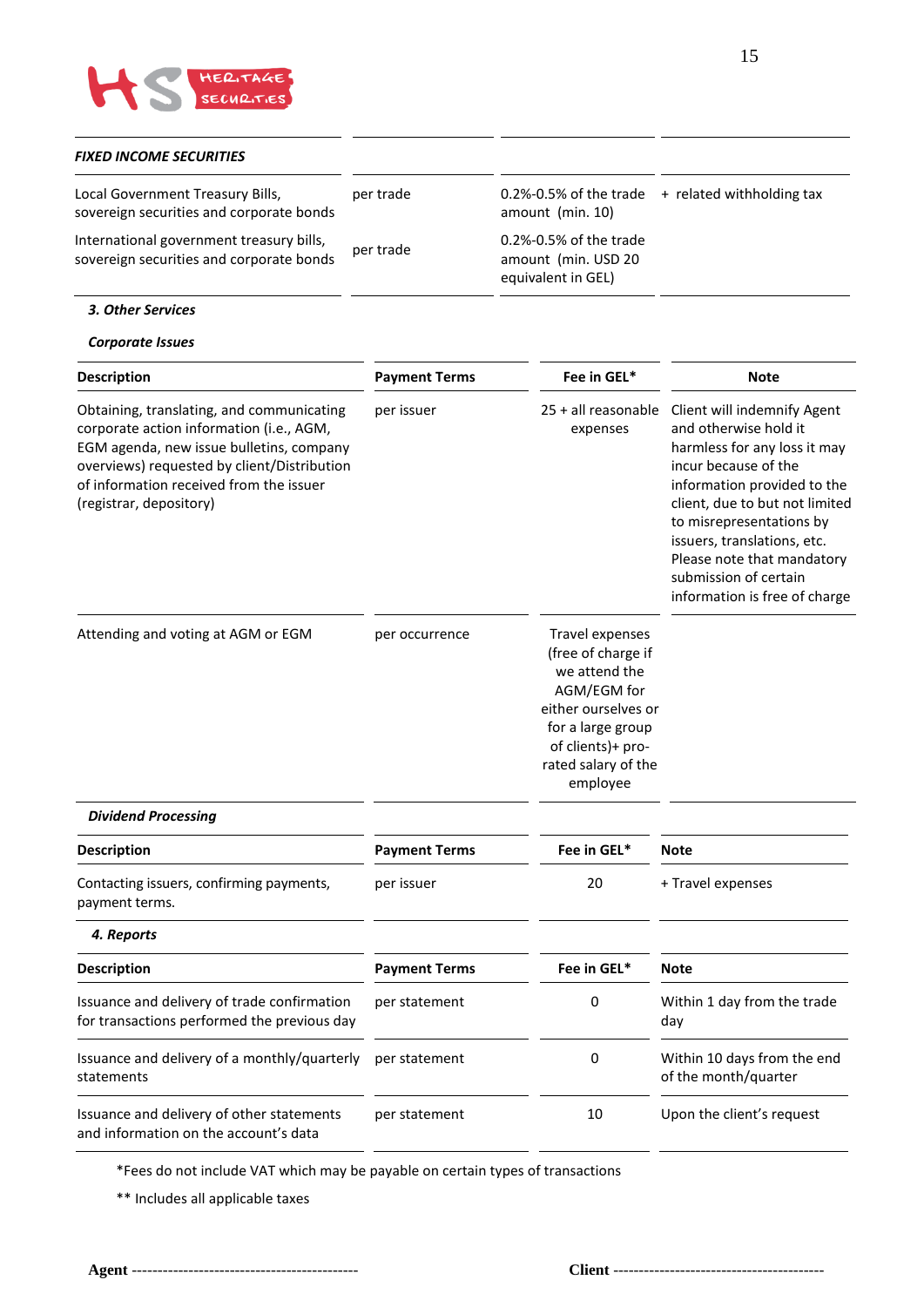| *FIXED INCOME SECURITIES* | | | |
|---|---|---|---|
| Local Government Treasury Bills, sovereign securities and corporate bonds | per trade | 0.2%-0.5% of the trade amount (min. 10) | + related withholding tax |
| International government treasury bills, sovereign securities and corporate bonds | per trade | 0.2%-0.5% of the trade amount (min. USD 20 equivalent in GEL) | |

***3. Other Services***

***Corporate Issues***

| Description | Payment Terms | Fee in GEL* | Note |
|---|---|---|---|
| Obtaining, translating, and communicating corporate action information (i.e., AGM, EGM agenda, new issue bulletins, company overviews) requested by client/Distribution of information received from the issuer (registrar, depository) | per issuer | 25 + all reasonable expenses | Client will indemnify Agent and otherwise hold it harmless for any loss it may incur because of the information provided to the client, due to but not limited to misrepresentations by issuers, translations, etc. Please note that mandatory submission of certain information is free of charge |
| Attending and voting at AGM or EGM | per occurrence | Travel expenses (free of charge if we attend the AGM/EGM for either ourselves or for a large group of clients)+ pro-rated salary of the employee | |

***Dividend Processing***

| Description | Payment Terms | Fee in GEL* | Note |
|---|---|---|---|
| Contacting issuers, confirming payments, payment terms. | per issuer | 20 | + Travel expenses |

***4. Reports***

| Description | Payment Terms | Fee in GEL* | Note |
|---|---|---|---|
| Issuance and delivery of trade confirmation for transactions performed the previous day | per statement | 0 | Within 1 day from the trade day |
| Issuance and delivery of a monthly/quarterly statements | per statement | 0 | Within 10 days from the end of the month/quarter |
| Issuance and delivery of other statements and information on the account's data | per statement | 10 | Upon the client's request |

*Fees do not include VAT which may be payable on certain types of transactions

** Includes all applicable taxes

**Agent** -------------------------------------------- **Client** -----------------------------------------